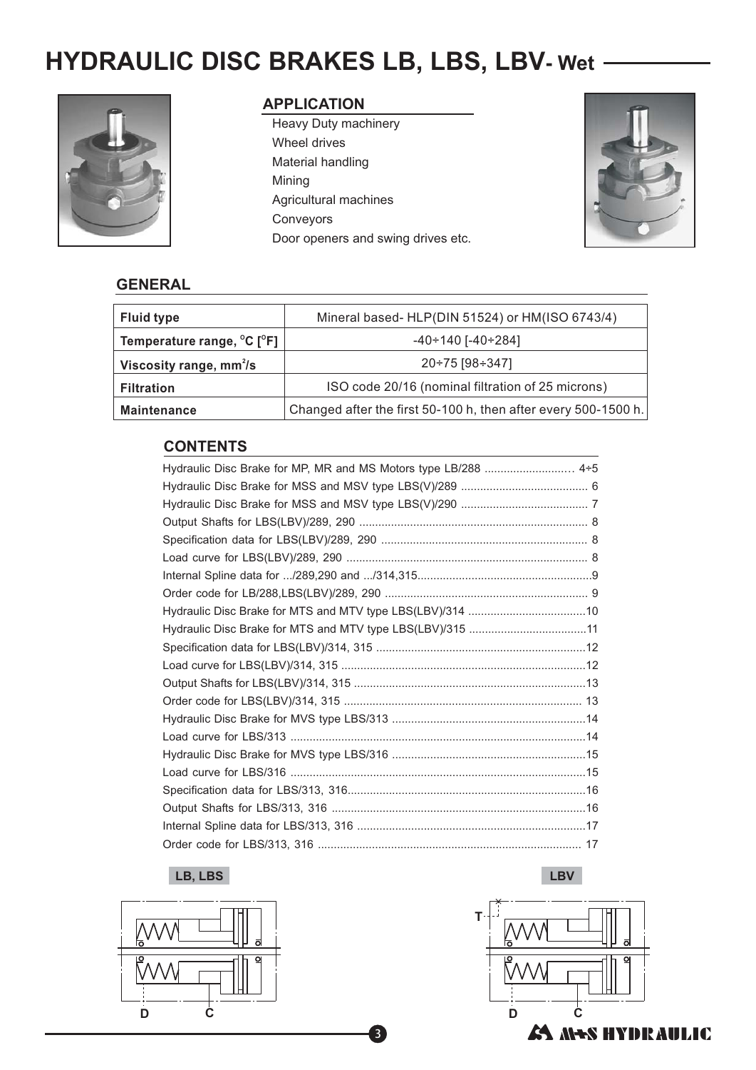# HYDRAULIC DISC BRAKES LB, LBS, LBV- Wet

## APPLICATION

- Heavy Duty machinery
- Wheel drives
- Material handling
- Mining
- Agricultural machines
- Conveyors
- Door openers and swing drives etc.

## GENERAL

| Fluid type | Mineral based- HLP(DIN 51524) or HM(ISO 6743/4) |
|---|---|
| Temperature range, °C [°F] | -40÷140 [-40÷284] |
| Viscosity range, $mm^2/s$ | 20÷75 [98÷347] |
| Filtration | ISO code 20/16 (nominal filtration of 25 microns) |
| Maintenance | Changed after the first 50-100 h, then after every 500-1500 h. |

## CONTENTS

| | |
|---|---|
| Hydraulic Disc Brake for MP, MR and MS Motors type LB/288 | 4÷5 |
| Hydraulic Disc Brake for MSS and MSV type LBS(V)/289 | 6 |
| Hydraulic Disc Brake for MSS and MSV type LBS(V)/290 | 7 |
| Output Shafts for LBS(LBV)/289, 290 | 8 |
| Specification data for LBS(LBV)/289, 290 | 8 |
| Load curve for LBS(LBV)/289, 290 | 8 |
| Internal Spline data for .../289,290 and .../314,315 | 9 |
| Order code for LB/288,LBS(LBV)/289, 290 | 9 |
| Hydraulic Disc Brake for MTS and MTV type LBS(LBV)/314 | 10 |
| Hydraulic Disc Brake for MTS and MTV type LBS(LBV)/315 | 11 |
| Specification data for LBS(LBV)/314, 315 | 12 |
| Load curve for LBS(LBV)/314, 315 | 12 |
| Output Shafts for LBS(LBV)/314, 315 | 13 |
| Order code for LBS(LBV)/314, 315 | 13 |
| Hydraulic Disc Brake for MVS type LBS/313 | 14 |
| Load curve for LBS/313 | 14 |
| Hydraulic Disc Brake for MVS type LBS/316 | 15 |
| Load curve for LBS/316 | 15 |
| Specification data for LBS/313, 316 | 16 |
| Output Shafts for LBS/313, 316 | 16 |
| Internal Spline data for LBS/313, 316 | 17 |
| Order code for LBS/313, 316 | 17 |

**LB, LBS**

D C

**LBV**

T D C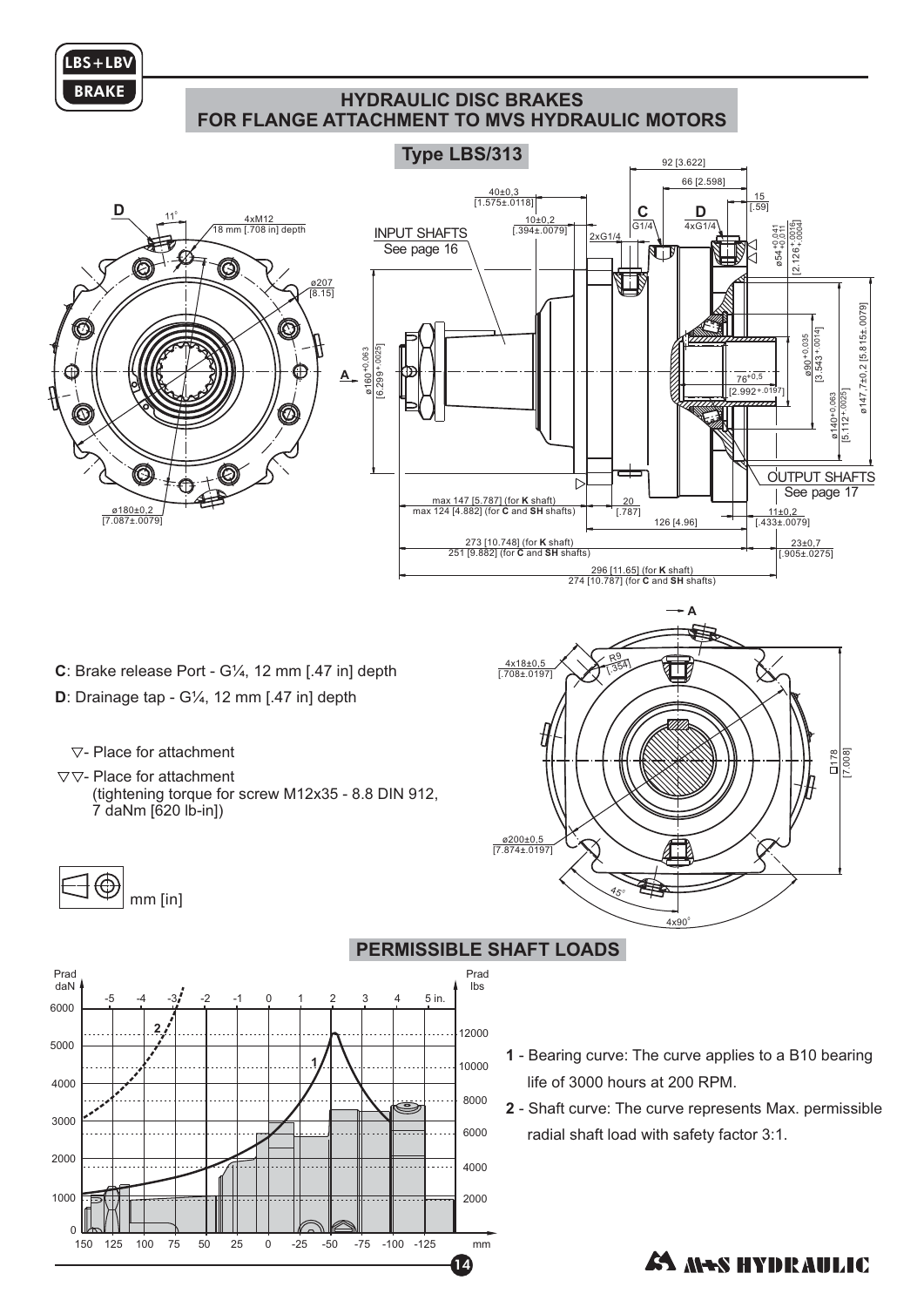## HYDRAULIC DISC BRAKES FOR FLANGE ATTACHMENT TO MVS HYDRAULIC MOTORS

### Type LBS/313

**C**: Brake release Port - G¼, 12 mm [.47 in] depth

**D**: Drainage tap - G¼, 12 mm [.47 in] depth

▽- Place for attachment

▽▽- Place for attachment (tightening torque for screw M12x35 - 8.8 DIN 912, 7 daNm [620 lb-in])

mm [in]

### PERMISSIBLE SHAFT LOADS

**1** - Bearing curve: The curve applies to a B10 bearing life of 3000 hours at 200 RPM.

**2** - Shaft curve: The curve represents Max. permissible radial shaft load with safety factor 3:1.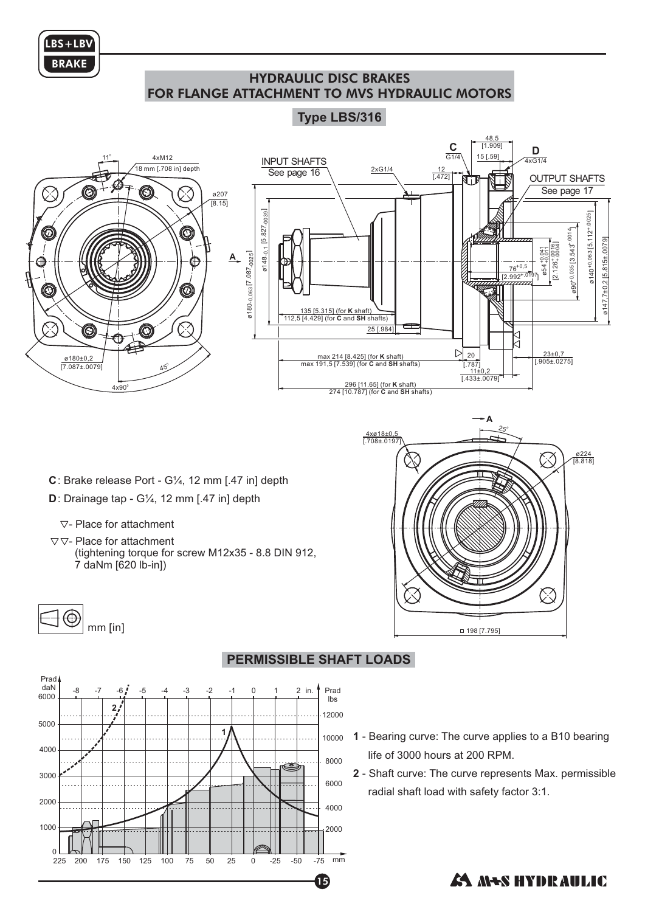## HYDRAULIC DISC BRAKES
## FOR FLANGE ATTACHMENT TO MVS HYDRAULIC MOTORS

### Type LBS/316

- **C**: Brake release Port - G¼, 12 mm [.47 in] depth
- **D**: Drainage tap - G¼, 12 mm [.47 in] depth

▽- Place for attachment

▽▽- Place for attachment (tightening torque for screw M12x35 - 8.8 DIN 912, 7 daNm [620 lb-in])

mm [in]

### PERMISSIBLE SHAFT LOADS

**1** - Bearing curve: The curve applies to a B10 bearing life of 3000 hours at 200 RPM.

**2** - Shaft curve: The curve represents Max. permissible radial shaft load with safety factor 3:1.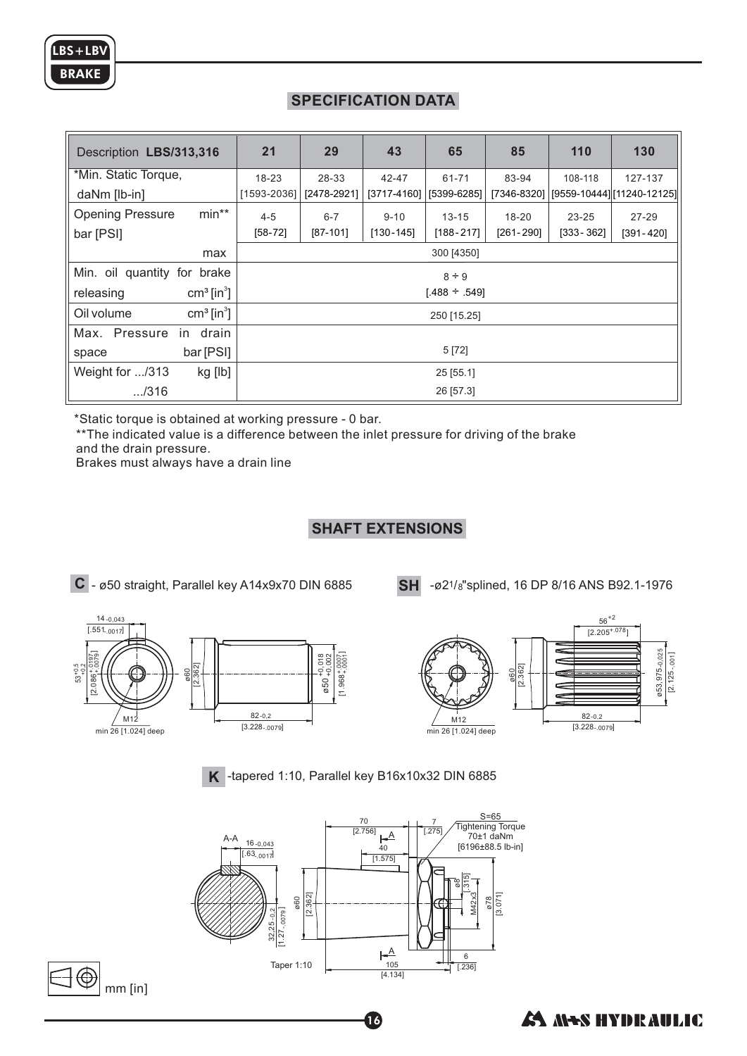## SPECIFICATION DATA

| Description LBS/313,316 | | 21 | 29 | 43 | 65 | 85 | 110 | 130 |
|---|---|---|---|---|---|---|---|---|
| *Min. Static Torque, daNm [lb-in] | | 18-23 [1593-2036] | 28-33 [2478-2921] | 42-47 [3717-4160] | 61-71 [5399-6285] | 83-94 [7346-8320] | 108-118 [9559-10444] | 127-137 [11240-12125] |
| Opening Pressure bar [PSI] | min** | 4-5 [58-72] | 6-7 [87-101] | 9-10 [130-145] | 13-15 [188-217] | 18-20 [261-290] | 23-25 [333-362] | 27-29 [391-420] |
| | max | 300 [4350] | | | | | | |
| Min. oil quantity for brake releasing | cm³ [in³] | 8 ÷ 9 [.488 ÷ .549] | | | | | | |
| Oil volume | cm³ [in³] | 250 [15.25] | | | | | | |
| Max. Pressure in drain space | bar [PSI] | 5 [72] | | | | | | |
| Weight for .../313 | kg [lb] | 25 [55.1] | | | | | | |
| .../316 | | 26 [57.3] | | | | | | |

*Static torque is obtained at working pressure - 0 bar.

**The indicated value is a difference between the inlet pressure for driving of the brake and the drain pressure.

Brakes must always have a drain line

## SHAFT EXTENSIONS

**C** - ø50 straight, Parallel key A14x9x70 DIN 6885

**SH** - ø2 1/8" splined, 16 DP 8/16 ANS B92.1-1976

**K** - tapered 1:10, Parallel key B16x10x32 DIN 6885

mm [in]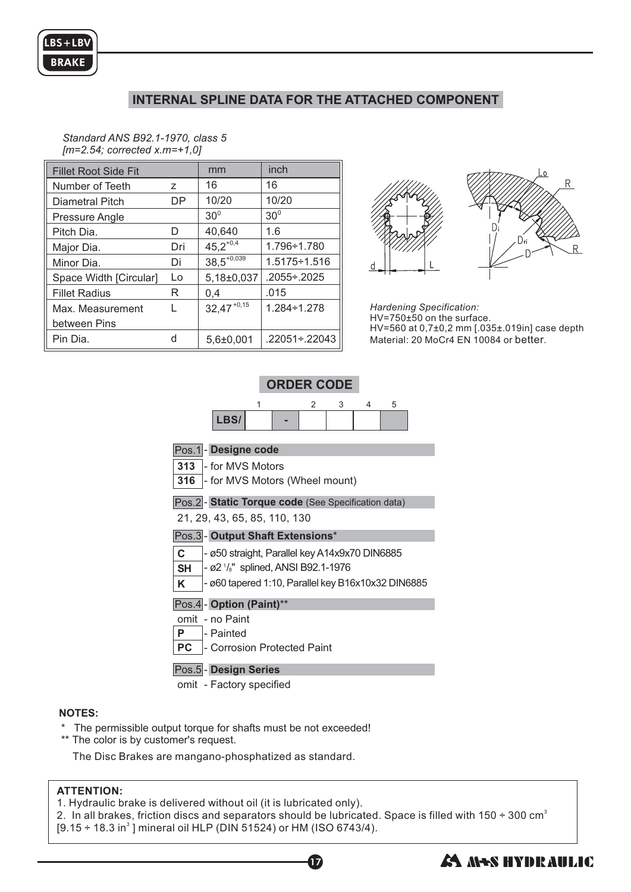## INTERNAL SPLINE DATA FOR THE ATTACHED COMPONENT

*Standard ANS B92.1-1970, class 5*
*[m=2.54; corrected x.m=+1,0]*

| Fillet Root Side Fit | | mm | inch |
|---|---|---|---|
| Number of Teeth | z | 16 | 16 |
| Diametral Pitch | DP | 10/20 | 10/20 |
| Pressure Angle | | $30^0$ | $30^0$ |
| Pitch Dia. | D | 40,640 | 1.6 |
| Major Dia. | Dri | $45,2^{+0,4}$ | 1.796÷1.780 |
| Minor Dia. | Di | $38,5^{+0,039}$ | 1.5175÷1.516 |
| Space Width [Circular] | Lo | 5,18±0,037 | .2055÷.2025 |
| Fillet Radius | R | 0,4 | .015 |
| Max. Measurement between Pins | L | $32,47^{+0,15}$ | 1.284÷1.278 |
| Pin Dia. | d | 5,6±0,001 | .22051÷.22043 |

Lo, R, Di, Dri, D, R, d, L

*Hardening Specification:*
HV=750±50 on the surface.
HV=560 at 0,7±0,2 mm [.035±.019in] case depth
Material: 20 MoCr4 EN 10084 or better.

## ORDER CODE

| | 1 | | 2 | 3 | 4 | 5 |
|---|---|---|---|---|---|---|
| LBS/ | | - | | | | |

Pos.1 - **Designe code**

- **313** - for MVS Motors
- **316** - for MVS Motors (Wheel mount)

Pos.2 - **Static Torque code** (See Specification data)

21, 29, 43, 65, 85, 110, 130

Pos.3 - **Output Shaft Extensions***

- **C** - ø50 straight, Parallel key A14x9x70 DIN6885
- **SH** - ø2 1/8" splined, ANSI B92.1-1976
- **K** - ø60 tapered 1:10, Parallel key B16x10x32 DIN6885

Pos.4 - **Option (Paint)****

- omit - no Paint
- **P** - Painted
- **PC** - Corrosion Protected Paint

Pos.5 - **Design Series**

omit - Factory specified

**NOTES:**

\* The permissible output torque for shafts must be not exceeded!
** The color is by customer's request.

The Disc Brakes are mangano-phosphatized as standard.

**ATTENTION:**
1. Hydraulic brake is delivered without oil (it is lubricated only).
2. In all brakes, friction discs and separators should be lubricated. Space is filled with 150 ÷ 300 $cm^3$ [9.15 ÷ 18.3 $in^3$ ] mineral oil HLP (DIN 51524) or HM (ISO 6743/4).